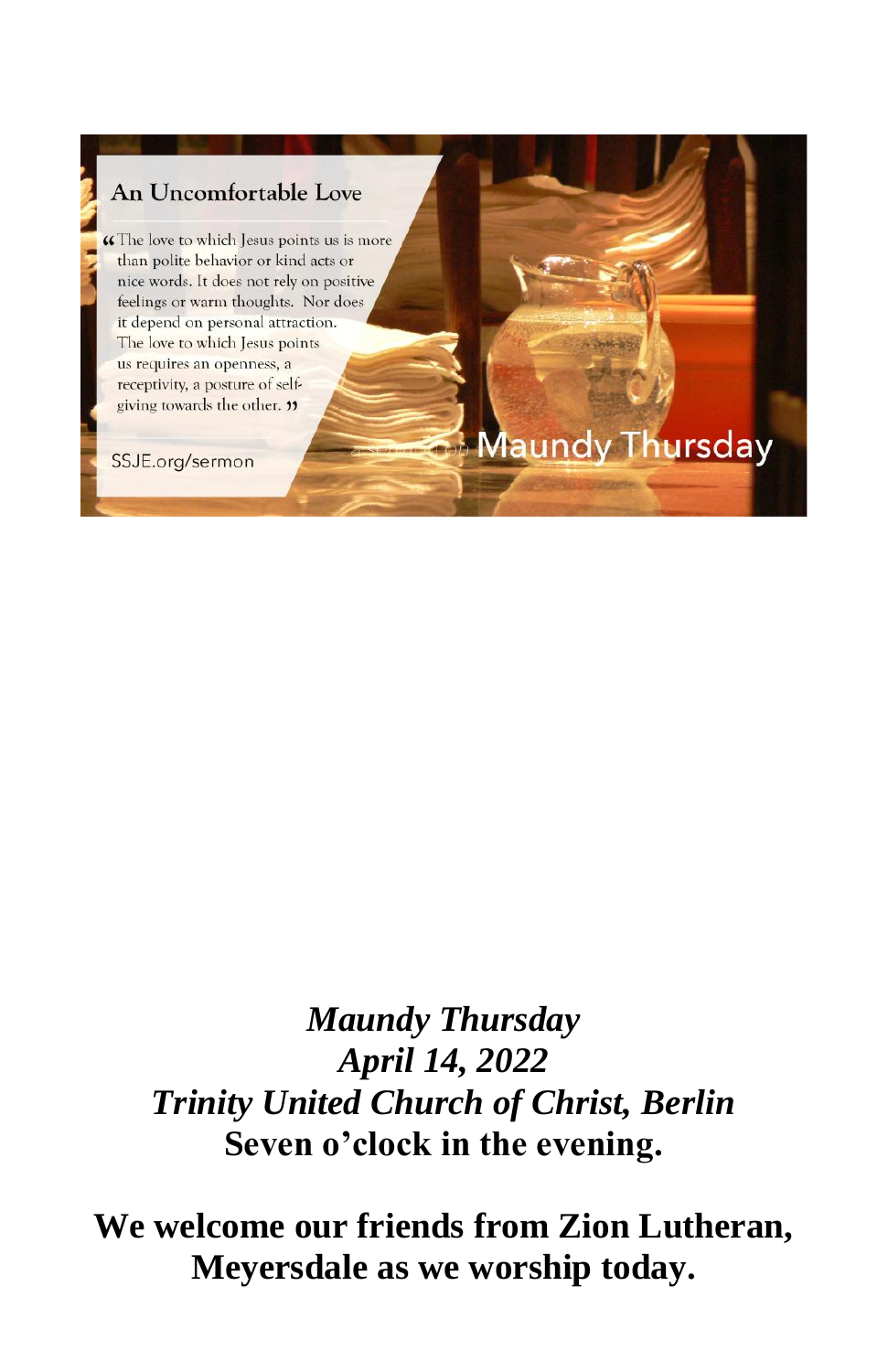An Uncomfortable Love

"The love to which Jesus points us is more than polite behavior or kind acts or nice words. It does not rely on positive feelings or warm thoughts. Nor does it depend on personal attraction. The love to which Jesus points us requires an openness, a receptivity, a posture of self-giving towards the other."

SSJE.org/sermon

a sermon on Maundy Thursday

*Maundy Thursday*
*April 14, 2022*
*Trinity United Church of Christ, Berlin*
**Seven o'clock in the evening.**

**We welcome our friends from Zion Lutheran, Meyersdale as we worship today.**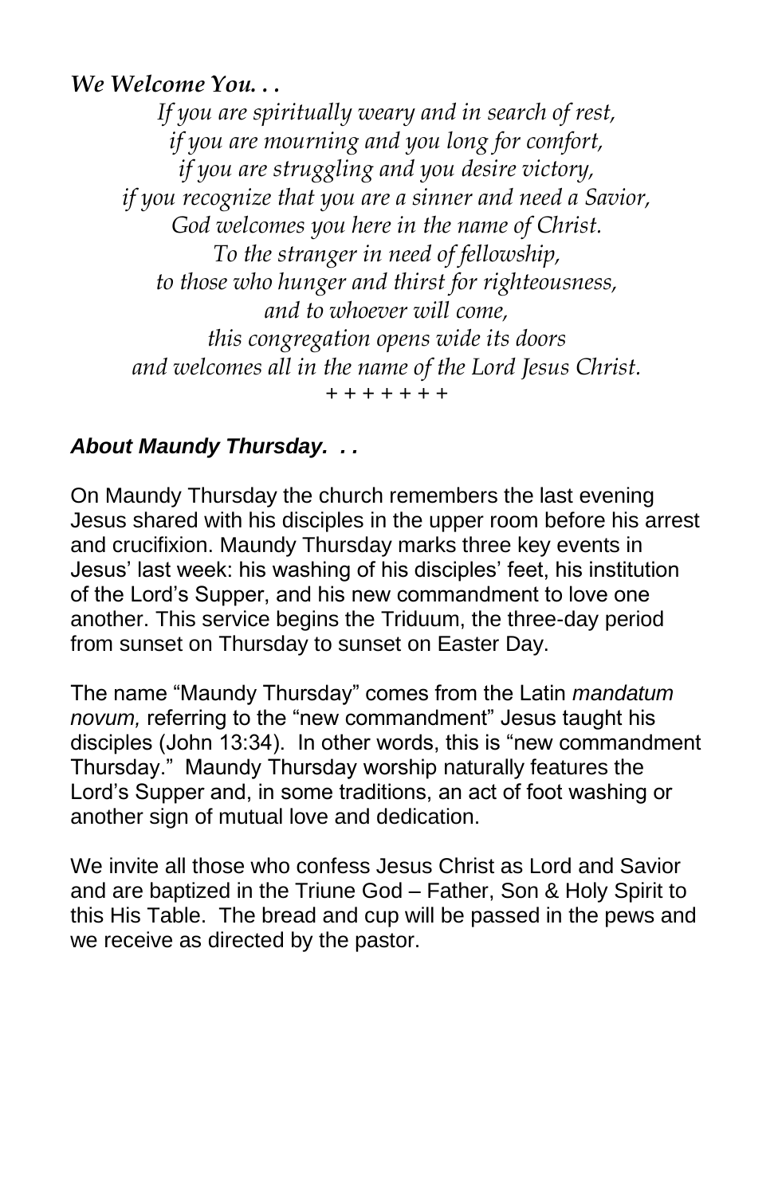***We Welcome You. . .***

*If you are spiritually weary and in search of rest,*
*if you are mourning and you long for comfort,*
*if you are struggling and you desire victory,*
*if you recognize that you are a sinner and need a Savior,*
*God welcomes you here in the name of Christ.*
*To the stranger in need of fellowship,*
*to those who hunger and thirst for righteousness,*
*and to whoever will come,*
*this congregation opens wide its doors*
*and welcomes all in the name of the Lord Jesus Christ.*

\+ + + + + + +

***About Maundy Thursday. . .***

On Maundy Thursday the church remembers the last evening Jesus shared with his disciples in the upper room before his arrest and crucifixion. Maundy Thursday marks three key events in Jesus' last week: his washing of his disciples' feet, his institution of the Lord's Supper, and his new commandment to love one another. This service begins the Triduum, the three-day period from sunset on Thursday to sunset on Easter Day.

The name "Maundy Thursday" comes from the Latin *mandatum novum,* referring to the "new commandment" Jesus taught his disciples (John 13:34). In other words, this is "new commandment Thursday." Maundy Thursday worship naturally features the Lord's Supper and, in some traditions, an act of foot washing or another sign of mutual love and dedication.

We invite all those who confess Jesus Christ as Lord and Savior and are baptized in the Triune God – Father, Son & Holy Spirit to this His Table. The bread and cup will be passed in the pews and we receive as directed by the pastor.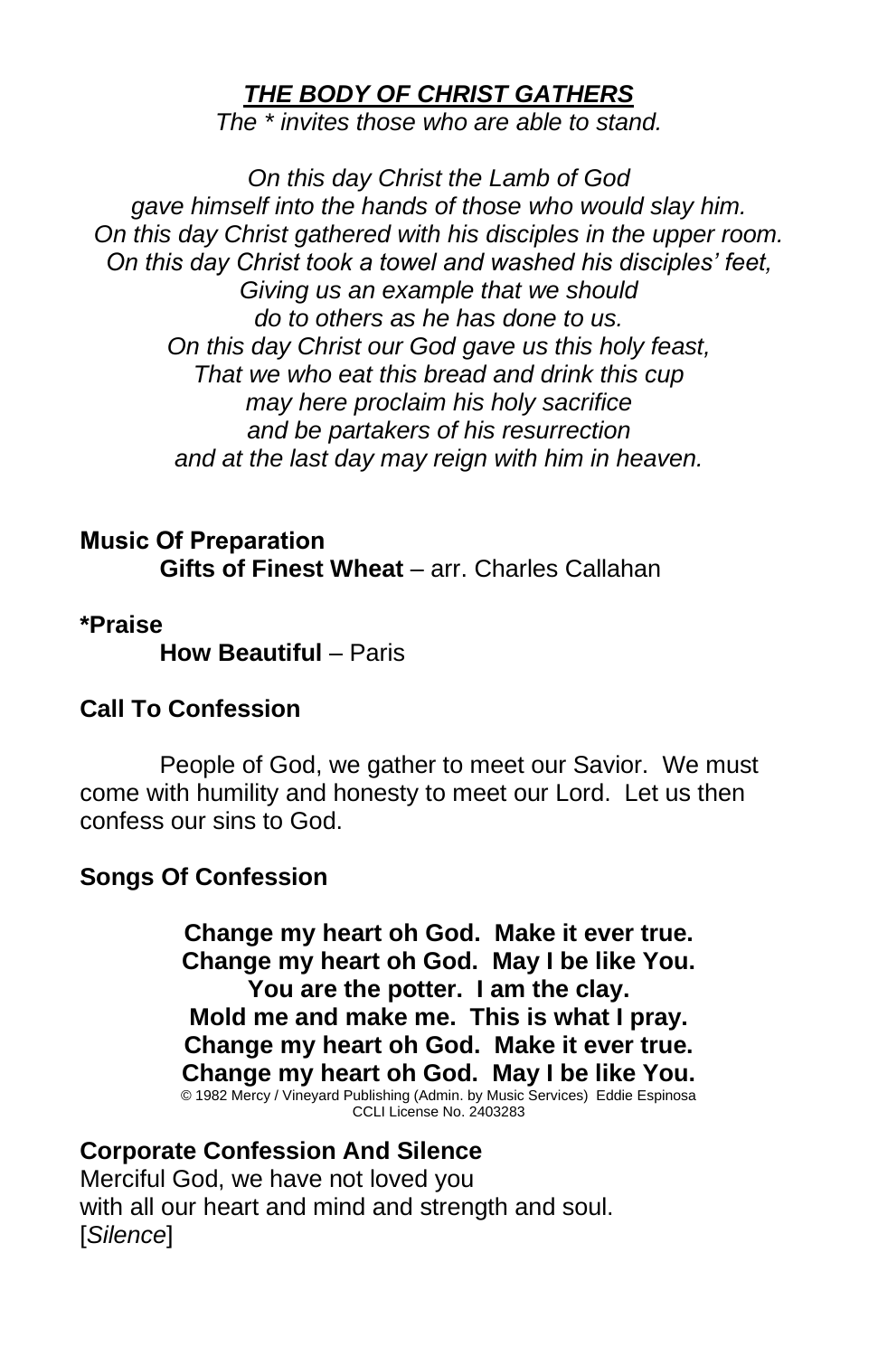## ***THE BODY OF CHRIST GATHERS***

*The * invites those who are able to stand.*

*On this day Christ the Lamb of God*
*gave himself into the hands of those who would slay him.*
*On this day Christ gathered with his disciples in the upper room.*
*On this day Christ took a towel and washed his disciples' feet,*
*Giving us an example that we should*
*do to others as he has done to us.*
*On this day Christ our God gave us this holy feast,*
*That we who eat this bread and drink this cup*
*may here proclaim his holy sacrifice*
*and be partakers of his resurrection*
*and at the last day may reign with him in heaven.*

**Music Of Preparation**

**Gifts of Finest Wheat** – arr. Charles Callahan

***Praise**

**How Beautiful** – Paris

**Call To Confession**

People of God, we gather to meet our Savior. We must come with humility and honesty to meet our Lord. Let us then confess our sins to God.

**Songs Of Confession**

**Change my heart oh God. Make it ever true.**
**Change my heart oh God. May I be like You.**
**You are the potter. I am the clay.**
**Mold me and make me. This is what I pray.**
**Change my heart oh God. Make it ever true.**
**Change my heart oh God. May I be like You.**

© 1982 Mercy / Vineyard Publishing (Admin. by Music Services) Eddie Espinosa
CCLI License No. 2403283

**Corporate Confession And Silence**

Merciful God, we have not loved you
with all our heart and mind and strength and soul.
[*Silence*]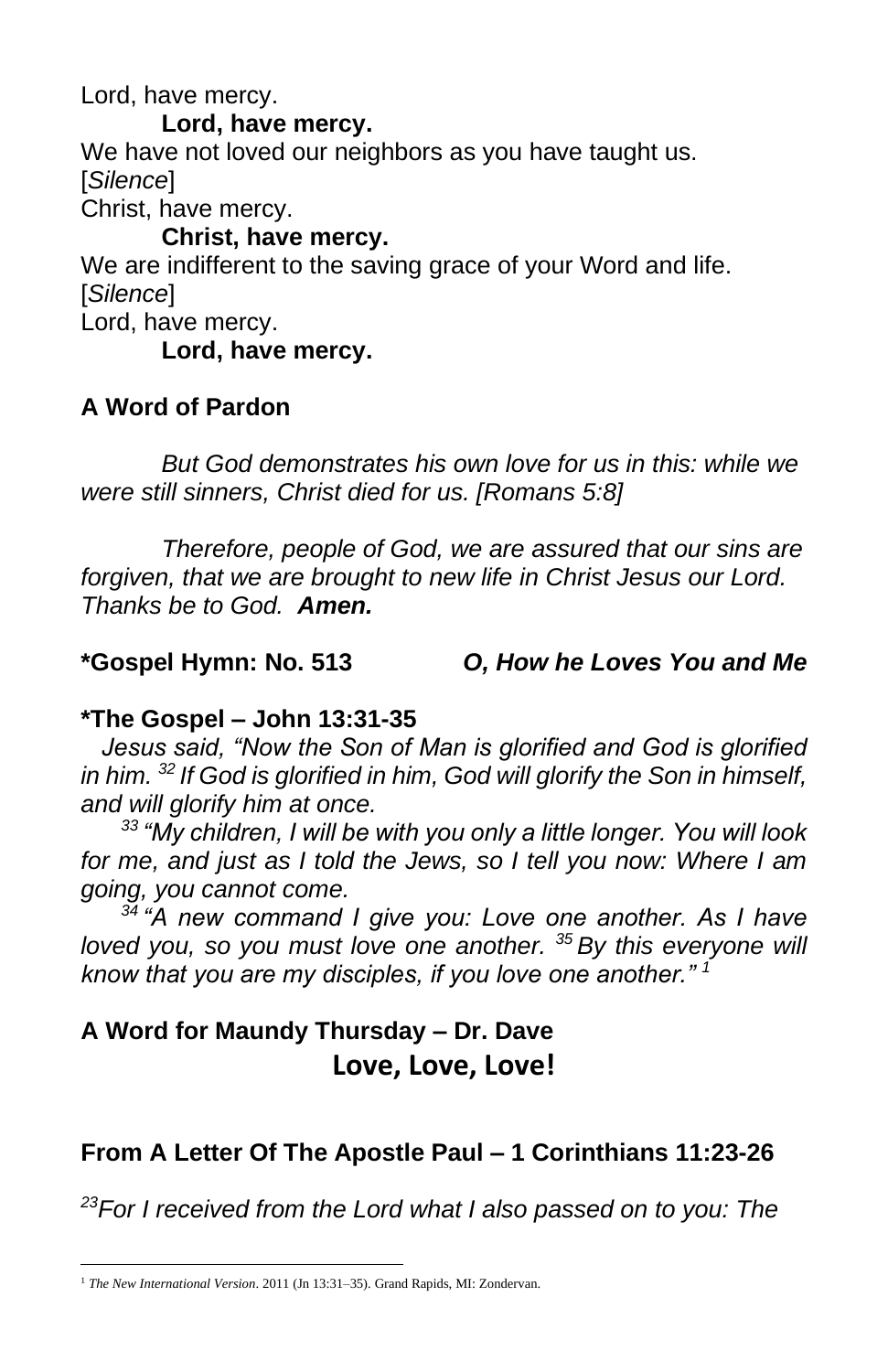Lord, have mercy.

**Lord, have mercy.**

We have not loved our neighbors as you have taught us.

[*Silence*]

Christ, have mercy.

**Christ, have mercy.**

We are indifferent to the saving grace of your Word and life.

[*Silence*]

Lord, have mercy.

**Lord, have mercy.**

**A Word of Pardon**

*But God demonstrates his own love for us in this: while we were still sinners, Christ died for us. [Romans 5:8]*

*Therefore, people of God, we are assured that our sins are forgiven, that we are brought to new life in Christ Jesus our Lord. Thanks be to God.* ***Amen.***

**\*Gospel Hymn: No. 513** ***O, How he Loves You and Me***

**\*The Gospel – John 13:31-35**

*Jesus said, "Now the Son of Man is glorified and God is glorified in him. [32] If God is glorified in him, God will glorify the Son in himself, and will glorify him at once.*

*[33] "My children, I will be with you only a little longer. You will look for me, and just as I told the Jews, so I tell you now: Where I am going, you cannot come.*

*[34] "A new command I give you: Love one another. As I have loved you, so you must love one another. [35] By this everyone will know that you are my disciples, if you love one another."* [1]

**A Word for Maundy Thursday – Dr. Dave**

**Love, Love, Love!**

**From A Letter Of The Apostle Paul – 1 Corinthians 11:23-26**

*[23]For I received from the Lord what I also passed on to you: The*

---

[1] *The New International Version*. 2011 (Jn 13:31–35). Grand Rapids, MI: Zondervan.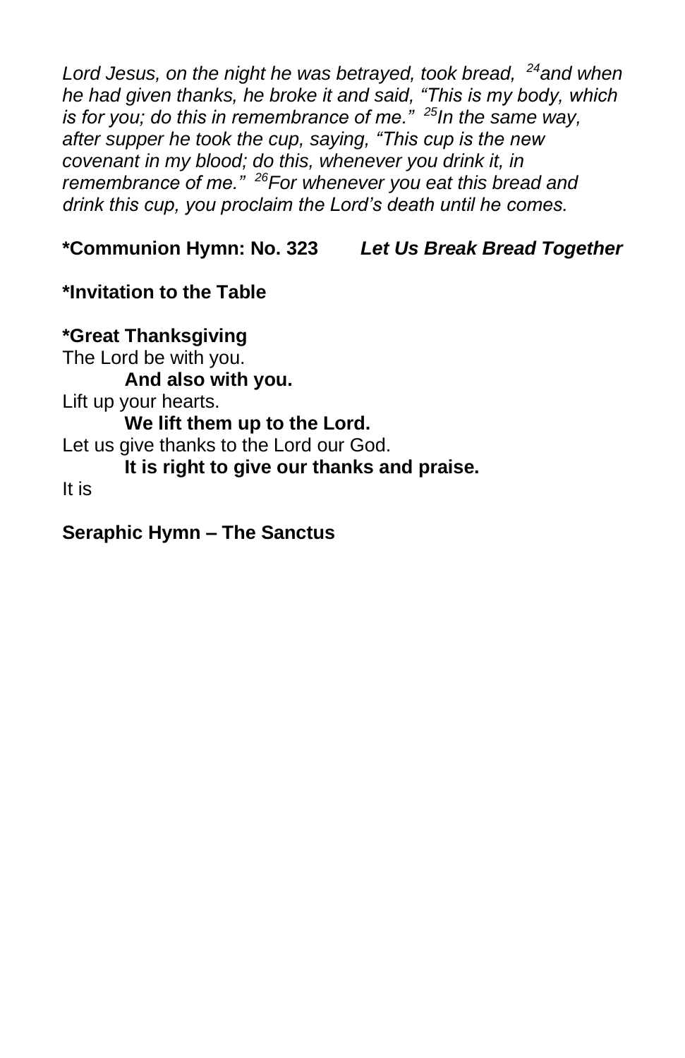*Lord Jesus, on the night he was betrayed, took bread, [24]and when he had given thanks, he broke it and said, "This is my body, which is for you; do this in remembrance of me." [25]In the same way, after supper he took the cup, saying, "This cup is the new covenant in my blood; do this, whenever you drink it, in remembrance of me." [26]For whenever you eat this bread and drink this cup, you proclaim the Lord's death until he comes.*

**\*Communion Hymn: No. 323** ***Let Us Break Bread Together***

**\*Invitation to the Table**

**\*Great Thanksgiving**

The Lord be with you.

**And also with you.**

Lift up your hearts.

**We lift them up to the Lord.**

Let us give thanks to the Lord our God.

**It is right to give our thanks and praise.**

It is

**Seraphic Hymn – The Sanctus**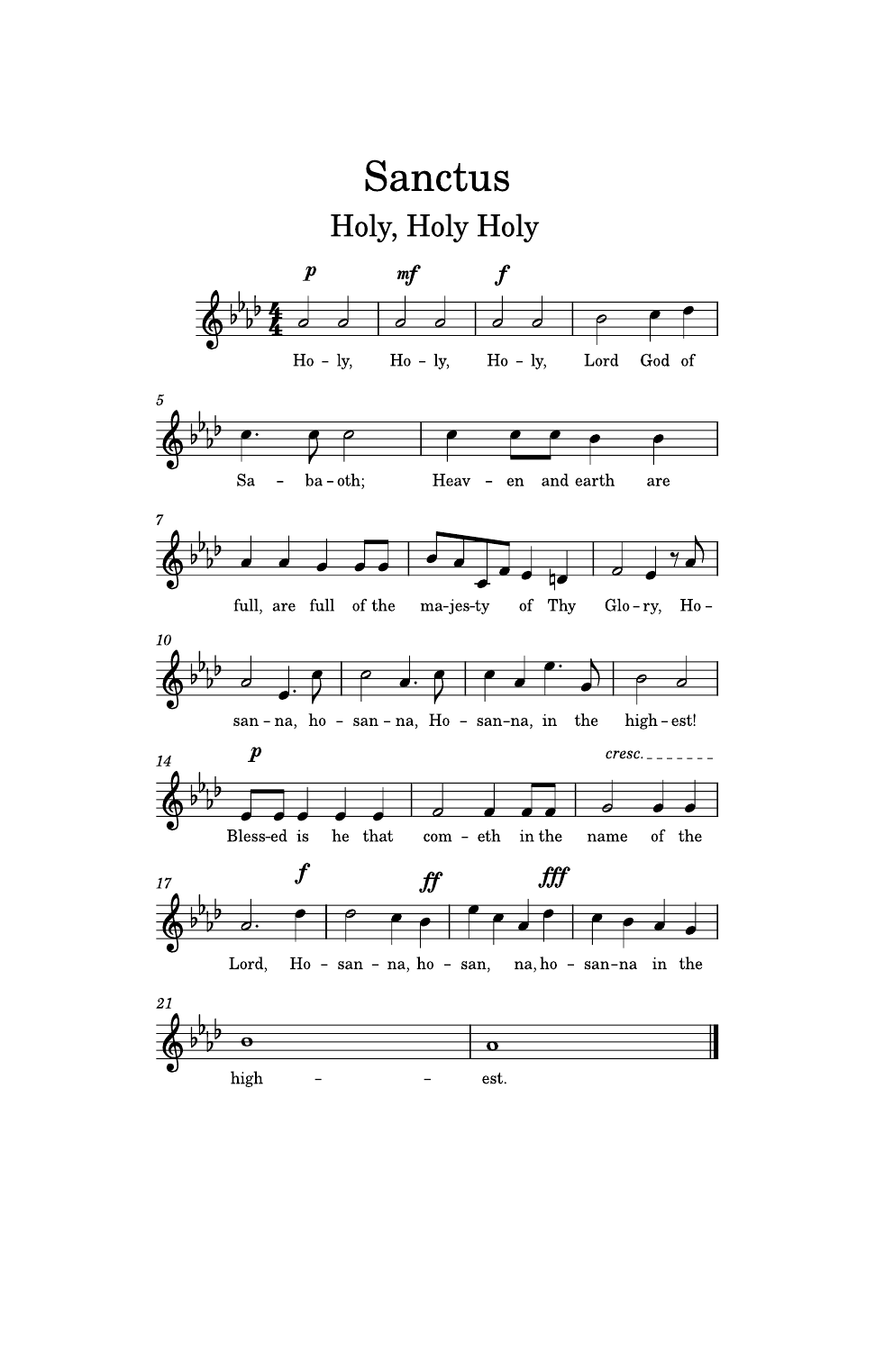# Sanctus

## Holy, Holy Holy

Ho - ly, Ho - ly, Ho - ly, Lord God of Sa - ba - oth; Heav - en and earth are full, are full of the ma-jes-ty of Thy Glo - ry, Ho - san - na, ho - san - na, Ho - san-na, in the high - est!

Bless-ed is he that com - eth in the name of the Lord, Ho - san - na, ho - san, na, ho - san-na in the high - - est.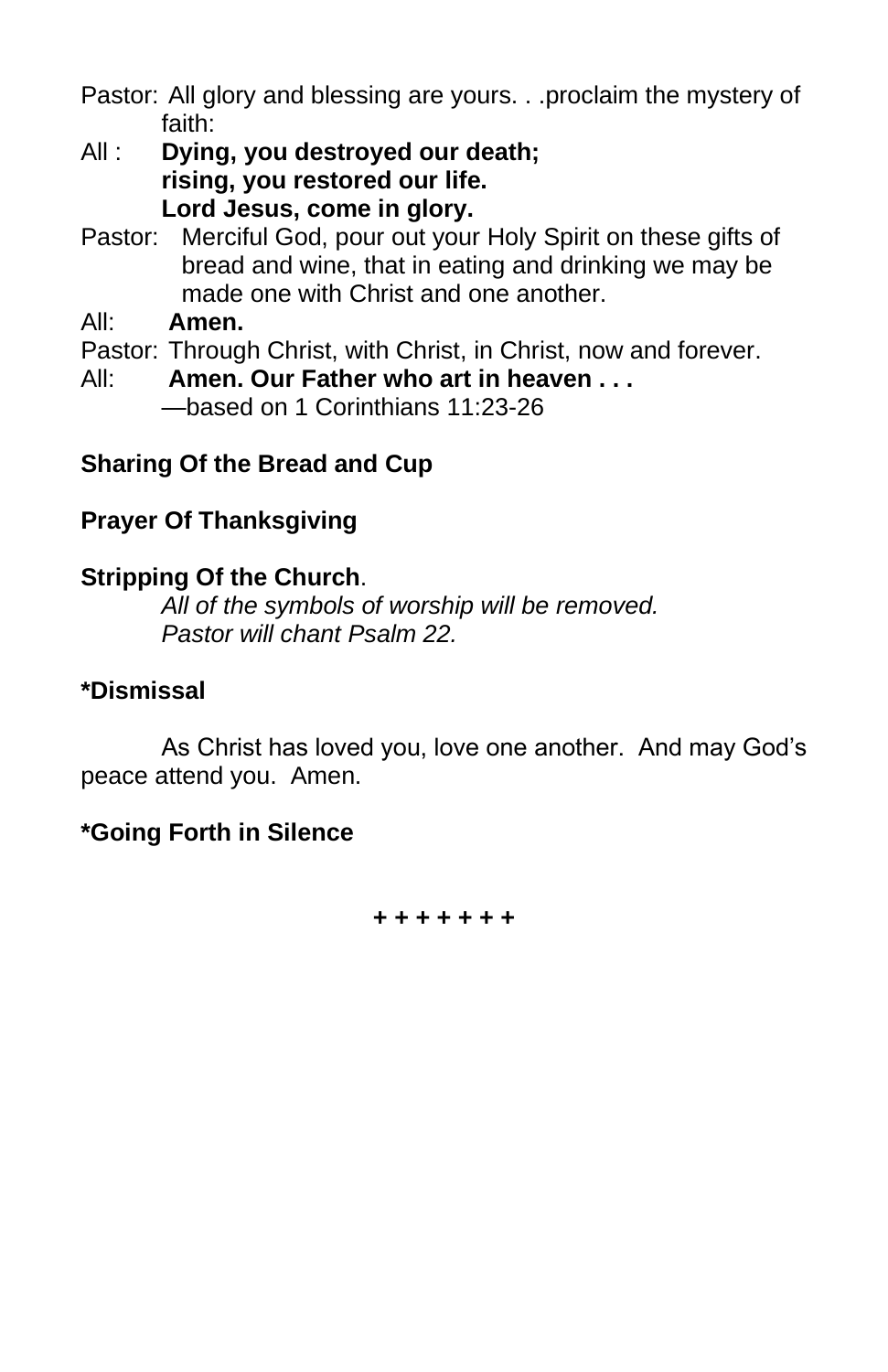Pastor: All glory and blessing are yours. . .proclaim the mystery of faith:

All : **Dying, you destroyed our death;**
**rising, you restored our life.**
**Lord Jesus, come in glory.**

Pastor: Merciful God, pour out your Holy Spirit on these gifts of bread and wine, that in eating and drinking we may be made one with Christ and one another.

All: **Amen.**

Pastor: Through Christ, with Christ, in Christ, now and forever.

All: **Amen. Our Father who art in heaven . . .**

—based on 1 Corinthians 11:23-26

**Sharing Of the Bread and Cup**

**Prayer Of Thanksgiving**

**Stripping Of the Church**.

*All of the symbols of worship will be removed.*
*Pastor will chant Psalm 22.*

***Dismissal**

As Christ has loved you, love one another. And may God's peace attend you. Amen.

***Going Forth in Silence**

**+ + + + + + +**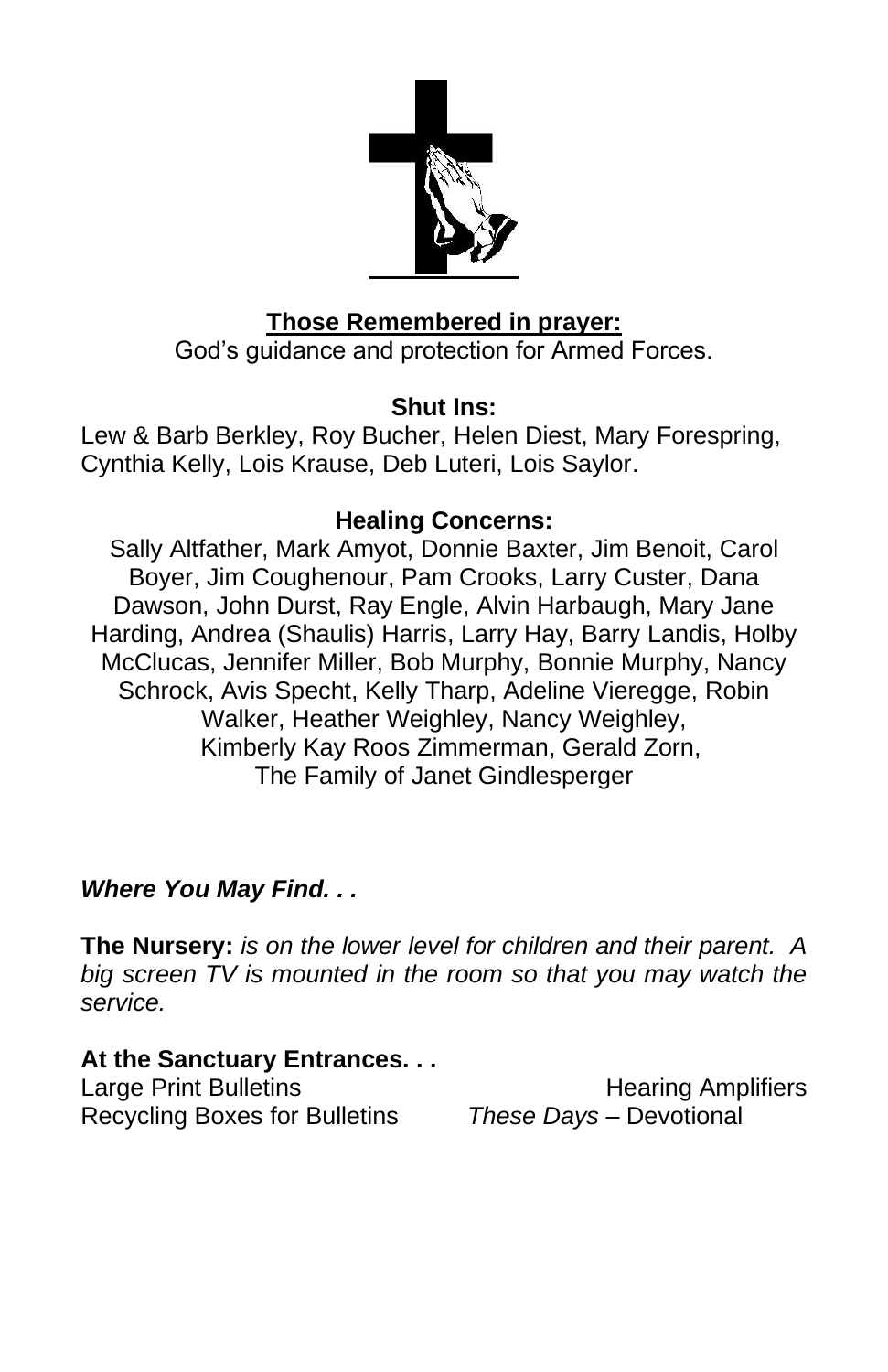**Those Remembered in prayer:**

God's guidance and protection for Armed Forces.

**Shut Ins:**

Lew & Barb Berkley, Roy Bucher, Helen Diest, Mary Forespring, Cynthia Kelly, Lois Krause, Deb Luteri, Lois Saylor.

**Healing Concerns:**

Sally Altfather, Mark Amyot, Donnie Baxter, Jim Benoit, Carol Boyer, Jim Coughenour, Pam Crooks, Larry Custer, Dana Dawson, John Durst, Ray Engle, Alvin Harbaugh, Mary Jane Harding, Andrea (Shaulis) Harris, Larry Hay, Barry Landis, Holby McClucas, Jennifer Miller, Bob Murphy, Bonnie Murphy, Nancy Schrock, Avis Specht, Kelly Tharp, Adeline Vieregge, Robin Walker, Heather Weighley, Nancy Weighley, Kimberly Kay Roos Zimmerman, Gerald Zorn, The Family of Janet Gindlesperger

***Where You May Find. . .***

**The Nursery:** *is on the lower level for children and their parent. A big screen TV is mounted in the room so that you may watch the service.*

**At the Sanctuary Entrances. . .**

Large Print Bulletins

Hearing Amplifiers

Recycling Boxes for Bulletins

*These Days* – Devotional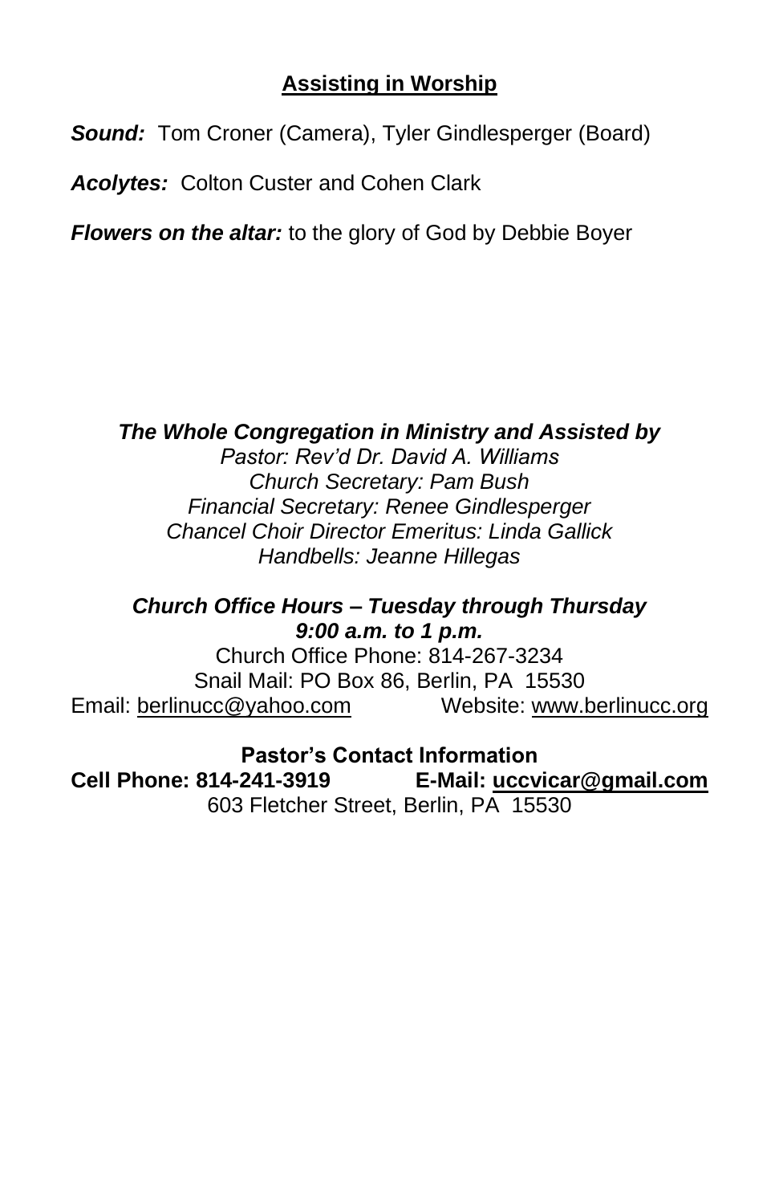## Assisting in Worship

***Sound:*** Tom Croner (Camera), Tyler Gindlesperger (Board)

***Acolytes:*** Colton Custer and Cohen Clark

***Flowers on the altar:*** to the glory of God by Debbie Boyer

***The Whole Congregation in Ministry and Assisted by***
*Pastor: Rev'd Dr. David A. Williams*
*Church Secretary: Pam Bush*
*Financial Secretary: Renee Gindlesperger*
*Chancel Choir Director Emeritus: Linda Gallick*
*Handbells: Jeanne Hillegas*

***Church Office Hours – Tuesday through Thursday***
***9:00 a.m. to 1 p.m.***
Church Office Phone: 814-267-3234
Snail Mail: PO Box 86, Berlin, PA 15530
Email: berlinucc@yahoo.com Website: www.berlinucc.org

**Pastor's Contact Information**
**Cell Phone: 814-241-3919 E-Mail: uccvicar@gmail.com**
603 Fletcher Street, Berlin, PA 15530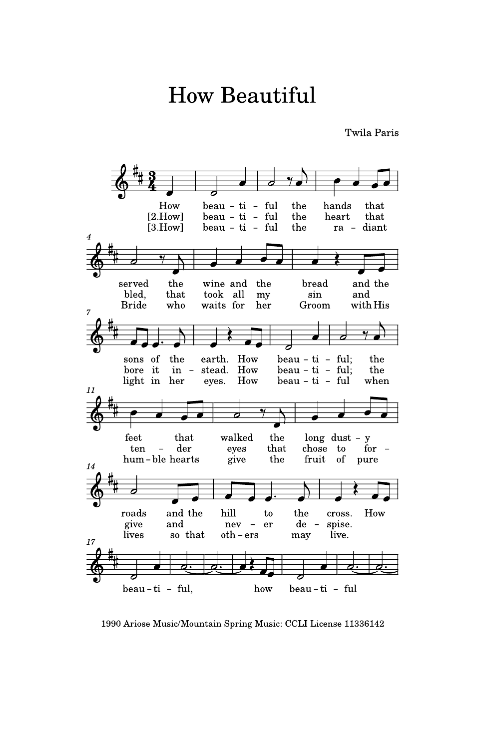# How Beautiful

Twila Paris

How beau - ti - ful the hands that served the wine and the bread and the sons of the earth. How beau - ti - ful; the feet that walked the long dust - y roads and the hill to the cross. How

[2.How] beau - ti - ful the heart that bled, that took all my sin and bore it in - stead. How beau - ti - ful; the ten - der eyes that chose to for - give and nev - er de - spise.

[3.How] beau - ti - ful the ra - diant Bride who waits for her Groom with His light in her eyes. How beau - ti - ful when hum - ble hearts give the fruit of pure lives so that oth - ers may live.

beau - ti - ful, how beau - ti - ful

1990 Ariose Music/Mountain Spring Music: CCLI License 11336142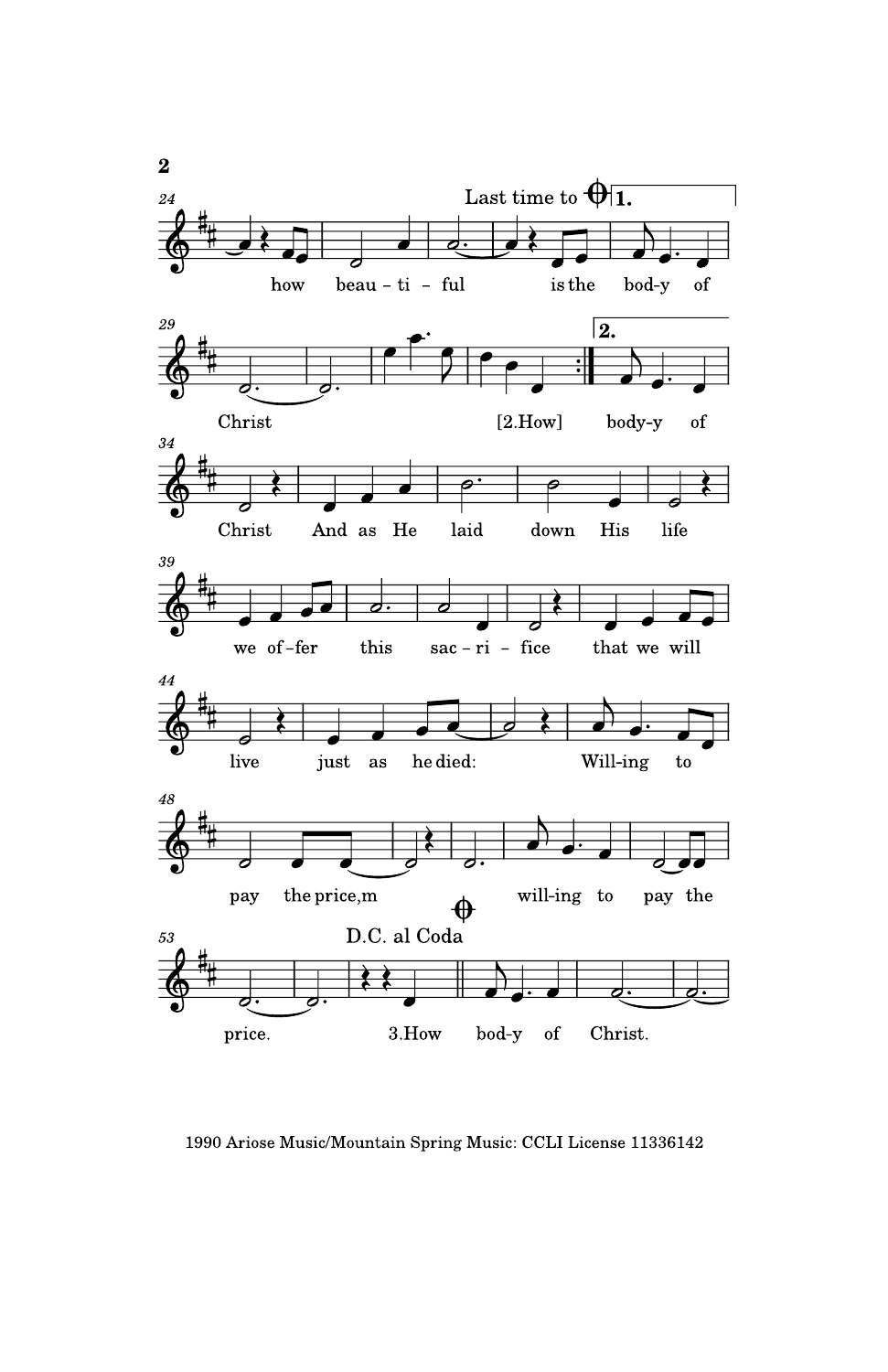Last time to 𝄌 1.

how beau - ti - ful is the bod-y of Christ [2.How]

2.

body-y of Christ And as He laid down His life

we of-fer this sac - ri - fice that we will

live just as he died: Will-ing to

pay the price,m will-ing to pay the

D.C. al Coda

price. 3.How bod-y of Christ.

1990 Ariose Music/Mountain Spring Music: CCLI License 11336142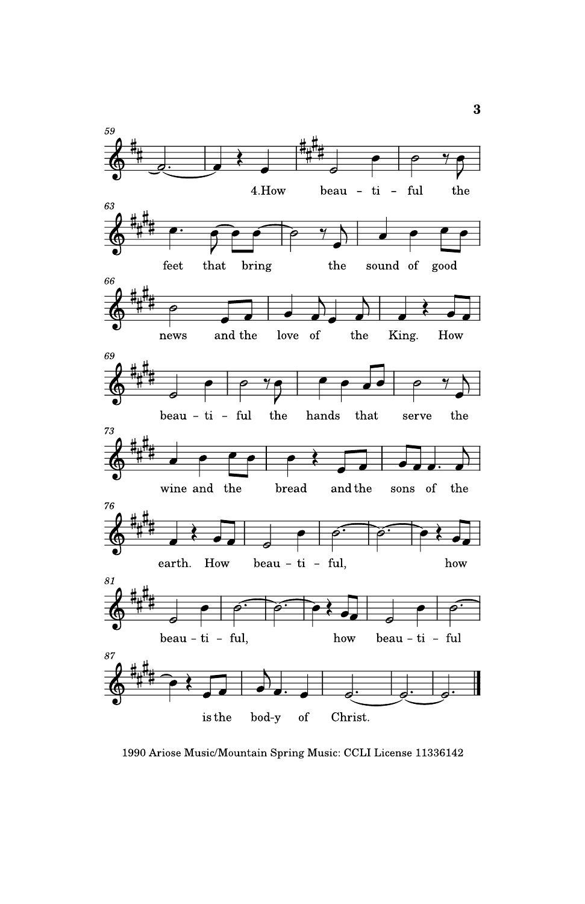1990 Ariose Music/Mountain Spring Music: CCLI License 11336142